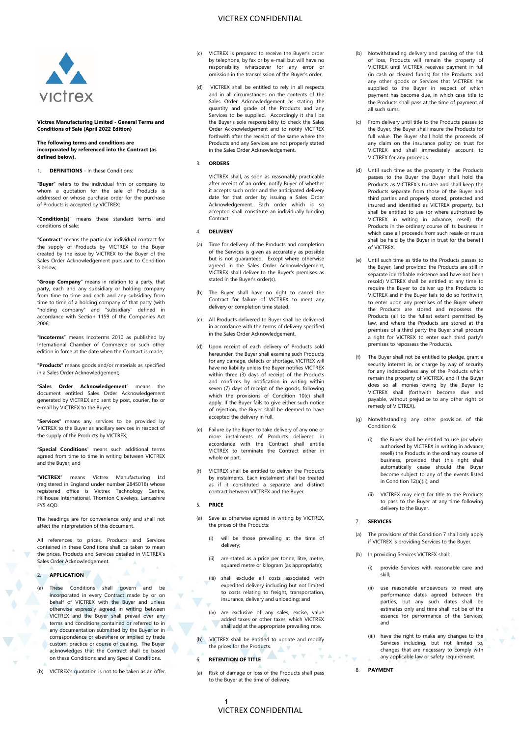**Victrex Manufacturing Limited - General Terms and Conditions of Sale (April 2022 Edition)**

**The following terms and conditions are incorporated by referenced into the Contract (as defined below).**

1. **DEFINITIONS** - In these Conditions:

"**Buyer**" refers to the individual firm or company to whom a quotation for the sale of Products is addressed or whose purchase order for the purchase of Products is accepted by VICTREX;

"**Condition(s)**" means these standard terms and conditions of sale;

"**Contract**" means the particular individual contract for the supply of Products by VICTREX to the Buyer created by the issue by VICTREX to the Buyer of the Sales Order Acknowledgement pursuant to Condition 3 below;

"**Group Company**" means in relation to a party, that party, each and any subsidiary or holding company from time to time and each and any subsidiary from time to time of a holding company of that party (with "holding company" and "subsidiary" defined in accordance with Section 1159 of the Companies Act 2006;

"**Incoterms**" means Incoterms 2010 as published by International Chamber of Commerce or such other edition in force at the date when the Contract is made;

"**Products**" means goods and/or materials as specified in a Sales Order Acknowledgement;

"**Sales Order Acknowledgement**" means the document entitled Sales Order Acknowledgement generated by VICTREX and sent by post, courier, fax or e-mail by VICTREX to the Buyer;

"**Services**" means any services to be provided by VICTREX to the Buyer as ancillary services in respect of the supply of the Products by VICTREX;

"**Special Conditions**" means such additional terms agreed from time to time in writing between VICTREX and the Buyer; and

"**VICTREX**" means Victrex Manufacturing Ltd (registered in England under number 2845018) whose registered office is Victrex Technology Centre, Hillhouse International, Thornton Cleveleys, Lancashire FY5 4QD.

The headings are for convenience only and shall not affect the interpretation of this document.

All references to prices, Products and Services contained in these Conditions shall be taken to mean the prices, Products and Services detailed in VICTREX's Sales Order Acknowledgement.

2. **APPLICATION**

(a) These Conditions shall govern and be incorporated in every Contract made by or on behalf of VICTREX with the Buyer and unless otherwise expressly agreed in writing between VICTREX and the Buyer shall prevail over any terms and conditions contained or referred to in any documentation submitted by the Buyer or in correspondence or elsewhere or implied by trade custom, practice or course of dealing. The Buyer acknowledges that the Contract shall be based on these Conditions and any Special Conditions.

(b) VICTREX's quotation is not to be taken as an offer.

(c) VICTREX is prepared to receive the Buyer's order by telephone, by fax or by e-mail but will have no responsibility whatsoever for any error or omission in the transmission of the Buyer's order.

(d) VICTREX shall be entitled to rely in all respects and in all circumstances on the contents of the Sales Order Acknowledgement as stating the quantity and grade of the Products and any Services to be supplied. Accordingly it shall be the Buyer's sole responsibility to check the Sales Order Acknowledgement and to notify VICTREX forthwith after the receipt of the same where the Products and any Services are not properly stated in the Sales Order Acknowledgement.

3. **ORDERS**

VICTREX shall, as soon as reasonably practicable after receipt of an order, notify Buyer of whether it accepts such order and the anticipated delivery date for that order by issuing a Sales Order Acknowledgement. Each order which is so accepted shall constitute an individually binding Contract.

4. **DELIVERY**

(a) Time for delivery of the Products and completion of the Services is given as accurately as possible but is not guaranteed. Except where otherwise agreed in the Sales Order Acknowledgement, VICTREX shall deliver to the Buyer's premises as stated in the Buyer's order(s).

(b) The Buyer shall have no right to cancel the Contract for failure of VICTREX to meet any delivery or completion time stated.

(c) All Products delivered to Buyer shall be delivered in accordance with the terms of delivery specified in the Sales Order Acknowledgement.

(d) Upon receipt of each delivery of Products sold hereunder, the Buyer shall examine such Products for any damage, defects or shortage. VICTREX will have no liability unless the Buyer notifies VICTREX within three (3) days of receipt of the Products and confirms by notification in writing within seven (7) days of receipt of the goods, following which the provisions of Condition 10(c) shall apply. If the Buyer fails to give either such notice of rejection, the Buyer shall be deemed to have accepted the delivery in full.

(e) Failure by the Buyer to take delivery of any one or more instalments of Products delivered in accordance with the Contract shall entitle VICTREX to terminate the Contract either in whole or part.

(f) VICTREX shall be entitled to deliver the Products by instalments. Each instalment shall be treated as if it constituted a separate and distinct contract between VICTREX and the Buyer.

5. **PRICE**

(a) Save as otherwise agreed in writing by VICTREX, the prices of the Products:

   (i) will be those prevailing at the time of delivery;

   (ii) are stated as a price per tonne, litre, metre, squared metre or kilogram (as appropriate);

   (iii) shall exclude all costs associated with expedited delivery including but not limited to costs relating to freight, transportation, insurance, delivery and unloading; and

   (iv) are exclusive of any sales, excise, value added taxes or other taxes, which VICTREX shall add at the appropriate prevailing rate.

(b) VICTREX shall be entitled to update and modify the prices for the Products.

6. **RETENTION OF TITLE**

(a) Risk of damage or loss of the Products shall pass to the Buyer at the time of delivery.

(b) Notwithstanding delivery and passing of the risk of loss, Products will remain the property of VICTREX until VICTREX receives payment in full (in cash or cleared funds) for the Products and any other goods or Services that VICTREX has supplied to the Buyer in respect of which payment has become due, in which case title to the Products shall pass at the time of payment of all such sums.

(c) From delivery until title to the Products passes to the Buyer, the Buyer shall insure the Products for full value. The Buyer shall hold the proceeds of any claim on the insurance policy on trust for VICTREX and shall immediately account to VICTREX for any proceeds.

(d) Until such time as the property in the Products passes to the Buyer the Buyer shall hold the Products as VICTREX's trustee and shall keep the Products separate from those of the Buyer and third parties and properly stored, protected and insured and identified as VICTREX property, but shall be entitled to use (or where authorised by VICTREX in writing in advance, resell) the Products in the ordinary course of its business in which case all proceeds from such resale or reuse shall be held by the Buyer in trust for the benefit of VICTREX.

(e) Until such time as title to the Products passes to the Buyer, (and provided the Products are still in separate identifiable existence and have not been resold) VICTREX shall be entitled at any time to require the Buyer to deliver up the Products to VICTREX and if the Buyer fails to do so forthwith, to enter upon any premises of the Buyer where the Products are stored and repossess the Products (all to the fullest extent permitted by law, and where the Products are stored at the premises of a third party the Buyer shall procure a right for VICTREX to enter such third party's premises to repossess the Products).

(f) The Buyer shall not be entitled to pledge, grant a security interest in, or charge by way of security for any indebtedness any of the Products which remain the property of VICTREX, and if the Buyer does so all monies owing by the Buyer to VICTREX shall (forthwith become due and payable, without prejudice to any other right or remedy of VICTREX).

(g) Notwithstanding any other provision of this Condition 6:

   (i) the Buyer shall be entitled to use (or where authorised by VICTREX in writing in advance, resell) the Products in the ordinary course of business, provided that this right shall automatically cease should the Buyer become subject to any of the events listed in Condition 12(a)(ii); and

   (ii) VICTREX may elect for title to the Products to pass to the Buyer at any time following delivery to the Buyer.

7. **SERVICES**

(a) The provisions of this Condition 7 shall only apply if VICTREX is providing Services to the Buyer.

(b) In providing Services VICTREX shall:

   (i) provide Services with reasonable care and skill;

   (ii) use reasonable endeavours to meet any performance dates agreed between the parties, but any such dates shall be estimates only and time shall not be of the essence for performance of the Services; and

   (iii) have the right to make any changes to the Services including, but not limited to, changes that are necessary to comply with any applicable law or safety requirement.

8. **PAYMENT**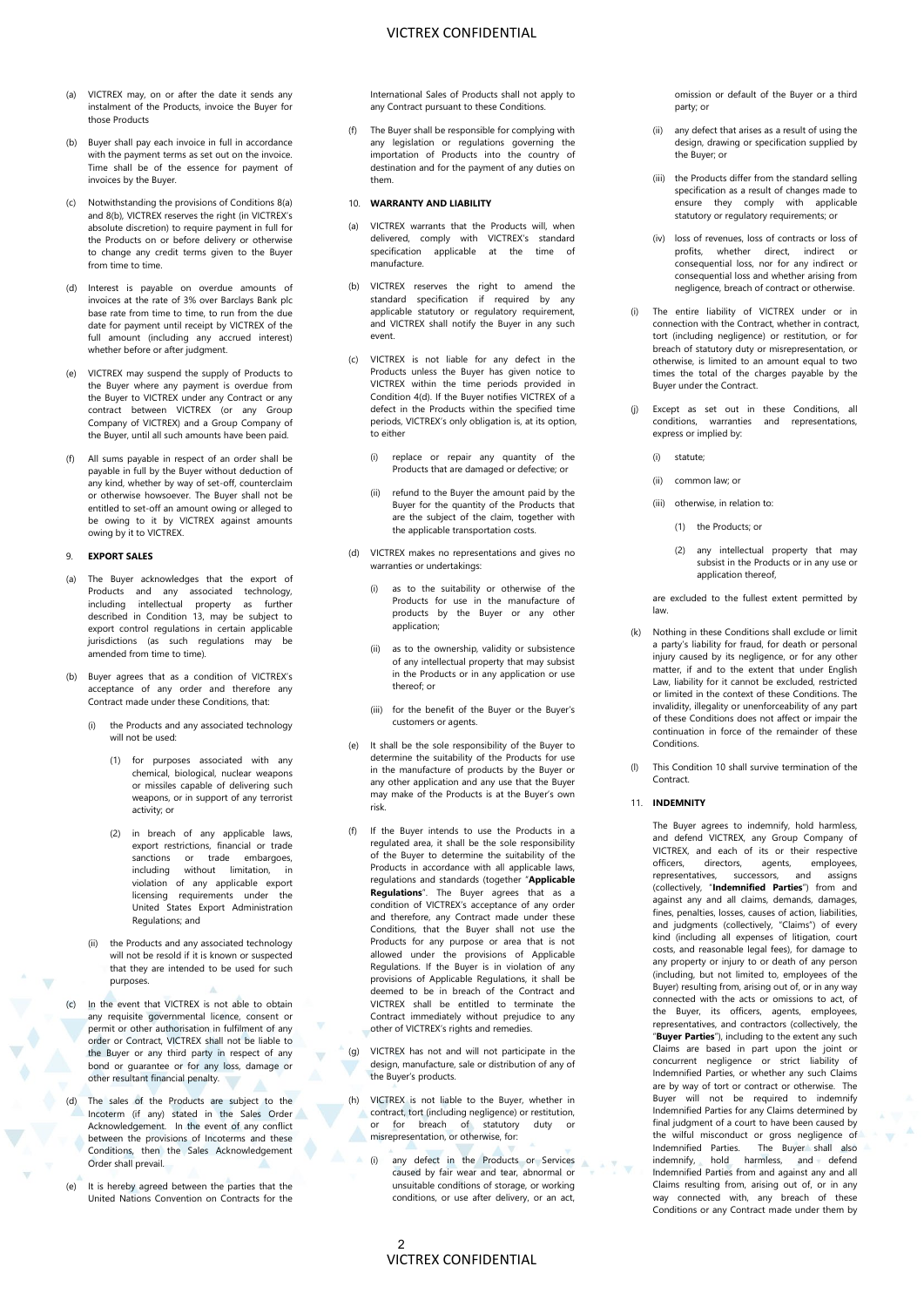(a) VICTREX may, on or after the date it sends any instalment of the Products, invoice the Buyer for those Products

(b) Buyer shall pay each invoice in full in accordance with the payment terms as set out on the invoice. Time shall be of the essence for payment of invoices by the Buyer.

(c) Notwithstanding the provisions of Conditions 8(a) and 8(b), VICTREX reserves the right (in VICTREX's absolute discretion) to require payment in full for the Products on or before delivery or otherwise to change any credit terms given to the Buyer from time to time.

(d) Interest is payable on overdue amounts of invoices at the rate of 3% over Barclays Bank plc base rate from time to time, to run from the due date for payment until receipt by VICTREX of the full amount (including any accrued interest) whether before or after judgment.

(e) VICTREX may suspend the supply of Products to the Buyer where any payment is overdue from the Buyer to VICTREX under any Contract or any contract between VICTREX (or any Group Company of VICTREX) and a Group Company of the Buyer, until all such amounts have been paid.

(f) All sums payable in respect of an order shall be payable in full by the Buyer without deduction of any kind, whether by way of set-off, counterclaim or otherwise howsoever. The Buyer shall not be entitled to set-off an amount owing or alleged to be owing to it by VICTREX against amounts owing by it to VICTREX.

## 9. EXPORT SALES

(a) The Buyer acknowledges that the export of Products and any associated technology, including intellectual property as further described in Condition 13, may be subject to export control regulations in certain applicable jurisdictions (as such regulations may be amended from time to time).

(b) Buyer agrees that as a condition of VICTREX's acceptance of any order and therefore any Contract made under these Conditions, that:

(i) the Products and any associated technology will not be used:

(1) for purposes associated with any chemical, biological, nuclear weapons or missiles capable of delivering such weapons, or in support of any terrorist activity; or

(2) in breach of any applicable laws, export restrictions, financial or trade sanctions or trade embargoes, including without limitation, in violation of any applicable export licensing requirements under the United States Export Administration Regulations; and

(ii) the Products and any associated technology will not be resold if it is known or suspected that they are intended to be used for such purposes.

(c) In the event that VICTREX is not able to obtain any requisite governmental licence, consent or permit or other authorisation in fulfilment of any order or Contract, VICTREX shall not be liable to the Buyer or any third party in respect of any bond or guarantee or for any loss, damage or other resultant financial penalty.

(d) The sales of the Products are subject to the Incoterm (if any) stated in the Sales Order Acknowledgement. In the event of any conflict between the provisions of Incoterms and these Conditions, then the Sales Acknowledgement Order shall prevail.

(e) It is hereby agreed between the parties that the United Nations Convention on Contracts for the International Sales of Products shall not apply to any Contract pursuant to these Conditions.

(f) The Buyer shall be responsible for complying with any legislation or regulations governing the importation of Products into the country of destination and for the payment of any duties on them.

## 10. WARRANTY AND LIABILITY

(a) VICTREX warrants that the Products will, when delivered, comply with VICTREX's standard specification applicable at the time of manufacture.

(b) VICTREX reserves the right to amend the standard specification if required by any applicable statutory or regulatory requirement, and VICTREX shall notify the Buyer in any such event.

(c) VICTREX is not liable for any defect in the Products unless the Buyer has given notice to VICTREX within the time periods provided in Condition 4(d). If the Buyer notifies VICTREX of a defect in the Products within the specified time periods, VICTREX's only obligation is, at its option, to either

(i) replace or repair any quantity of the Products that are damaged or defective; or

(ii) refund to the Buyer the amount paid by the Buyer for the quantity of the Products that are the subject of the claim, together with the applicable transportation costs.

(d) VICTREX makes no representations and gives no warranties or undertakings:

(i) as to the suitability or otherwise of the Products for use in the manufacture of products by the Buyer or any other application;

(ii) as to the ownership, validity or subsistence of any intellectual property that may subsist in the Products or in any application or use thereof; or

(iii) for the benefit of the Buyer or the Buyer's customers or agents.

(e) It shall be the sole responsibility of the Buyer to determine the suitability of the Products for use in the manufacture of products by the Buyer or any other application and any use that the Buyer may make of the Products is at the Buyer's own risk.

(f) If the Buyer intends to use the Products in a regulated area, it shall be the sole responsibility of the Buyer to determine the suitability of the Products in accordance with all applicable laws, regulations and standards (together "**Applicable Regulations**". The Buyer agrees that as a condition of VICTREX's acceptance of any order and therefore, any Contract made under these Conditions, that the Buyer shall not use the Products for any purpose or area that is not allowed under the provisions of Applicable Regulations. If the Buyer is in violation of any provisions of Applicable Regulations, it shall be deemed to be in breach of the Contract and VICTREX shall be entitled to terminate the Contract immediately without prejudice to any other of VICTREX's rights and remedies.

(g) VICTREX has not and will not participate in the design, manufacture, sale or distribution of any of the Buyer's products.

(h) VICTREX is not liable to the Buyer, whether in contract, tort (including negligence) or restitution, or for breach of statutory duty or misrepresentation, or otherwise, for:

(i) any defect in the Products or Services caused by fair wear and tear, abnormal or unsuitable conditions of storage, or working conditions, or use after delivery, or an act, omission or default of the Buyer or a third party; or

(ii) any defect that arises as a result of using the design, drawing or specification supplied by the Buyer; or

(iii) the Products differ from the standard selling specification as a result of changes made to ensure they comply with applicable statutory or regulatory requirements; or

(iv) loss of revenues, loss of contracts or loss of profits, whether direct, indirect or consequential loss, nor for any indirect or consequential loss and whether arising from negligence, breach of contract or otherwise.

(i) The entire liability of VICTREX under or in connection with the Contract, whether in contract, tort (including negligence) or restitution, or for breach of statutory duty or misrepresentation, or otherwise, is limited to an amount equal to two times the total of the charges payable by the Buyer under the Contract.

(j) Except as set out in these Conditions, all conditions, warranties and representations, express or implied by:

(i) statute;

(ii) common law; or

(iii) otherwise, in relation to:

(1) the Products; or

(2) any intellectual property that may subsist in the Products or in any use or application thereof,

are excluded to the fullest extent permitted by law.

(k) Nothing in these Conditions shall exclude or limit a party's liability for fraud, for death or personal injury caused by its negligence, or for any other matter, if and to the extent that under English Law, liability for it cannot be excluded, restricted or limited in the context of these Conditions. The invalidity, illegality or unenforceability of any part of these Conditions does not affect or impair the continuation in force of the remainder of these Conditions.

(l) This Condition 10 shall survive termination of the Contract.

## 11. INDEMNITY

The Buyer agrees to indemnify, hold harmless, and defend VICTREX, any Group Company of VICTREX, and each of its or their respective officers, directors, agents, employees, representatives, successors, and assigns (collectively, "**Indemnified Parties**") from and against any and all claims, demands, damages, fines, penalties, losses, causes of action, liabilities, and judgments (collectively, "Claims") of every kind (including all expenses of litigation, court costs, and reasonable legal fees), for damage to any property or injury to or death of any person (including, but not limited to, employees of the Buyer) resulting from, arising out of, or in any way connected with the acts or omissions to act, of the Buyer, its officers, agents, employees, representatives, and contractors (collectively, the "**Buyer Parties**"), including to the extent any such Claims are based in part upon the joint or concurrent negligence or strict liability of Indemnified Parties, or whether any such Claims are by way of tort or contract or otherwise. The Buyer will not be required to indemnify Indemnified Parties for any Claims determined by final judgment of a court to have been caused by the wilful misconduct or gross negligence of Indemnified Parties. The Buyer shall also indemnify, hold harmless, and defend Indemnified Parties from and against any and all Claims resulting from, arising out of, or in any way connected with, any breach of these Conditions or any Contract made under them by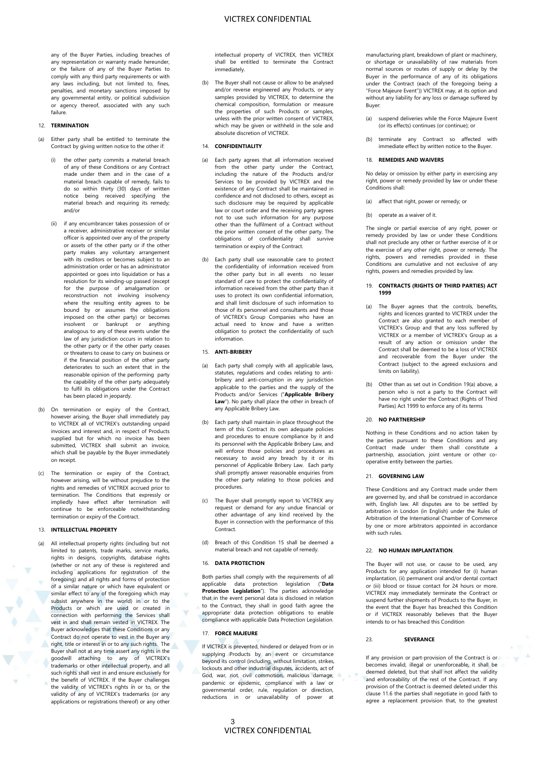any of the Buyer Parties, including breaches of any representation or warranty made hereunder, or the failure of any of the Buyer Parties to comply with any third party requirements or with any laws including, but not limited to, fines, penalties, and monetary sanctions imposed by any governmental entity, or political subdivision or agency thereof, associated with any such failure.

12. **TERMINATION**

(a) Either party shall be entitled to terminate the Contract by giving written notice to the other if:

(i) the other party commits a material breach of any of these Conditions or any Contract made under them and in the case of a material breach capable of remedy, fails to do so within thirty (30) days of written notice being received specifying the material breach and requiring its remedy; and/or

(ii) if any encumbrancer takes possession of or a receiver, administrative receiver or similar officer is appointed over any of the property or assets of the other party or if the other party makes any voluntary arrangement with its creditors or becomes subject to an administration order or has an administrator appointed or goes into liquidation or has a resolution for its winding-up passed (except for the purpose of amalgamation or reconstruction not involving insolvency where the resulting entity agrees to be bound by or assumes the obligations imposed on the other party) or becomes insolvent or bankrupt or anything analogous to any of these events under the law of any jurisdiction occurs in relation to the other party or if the other party ceases or threatens to cease to carry on business or if the financial position of the other party deteriorates to such an extent that in the reasonable opinion of the performing party the capability of the other party adequately to fulfil its obligations under the Contract has been placed in jeopardy.

(b) On termination or expiry of the Contract, however arising, the Buyer shall immediately pay to VICTREX all of VICTREX's outstanding unpaid invoices and interest and, in respect of Products supplied but for which no invoice has been submitted, VICTREX shall submit an invoice, which shall be payable by the Buyer immediately on receipt.

(c) The termination or expiry of the Contract, however arising, will be without prejudice to the rights and remedies of VICTREX accrued prior to termination. The Conditions that expressly or impliedly have effect after termination will continue to be enforceable notwithstanding termination or expiry of the Contract.

13. **INTELLECTUAL PROPERTY**

(a) All intellectual property rights (including but not limited to, patents, trade marks, service marks, rights in designs, copyrights, database rights (whether or not any of these is registered and including applications for registration of the foregoing) and all rights and forms of protection of a similar nature or which have equivalent or similar effect to any of the foregoing which may subsist anywhere in the world) in or to the Products or which are used or created in connection with performing the Services shall vest in and shall remain vested in VICTREX. The Buyer acknowledges that these Conditions or any Contract do not operate to vest in the Buyer any right, title or interest in or to any such rights. The Buyer shall not at any time assert any rights in the goodwill attaching to any of VICTREX's trademarks or other intellectual property, and all such rights shall vest in and ensure exclusively for the benefit of VICTREX. If the Buyer challenges the validity of VICTREX's rights in or to, or the validity of any of VICTREX's trademarks (or any applications or registrations thereof) or any other intellectual property of VICTREX, then VICTREX shall be entitled to terminate the Contract immediately.

(b) The Buyer shall not cause or allow to be analysed and/or reverse engineered any Products, or any samples provided by VICTREX, to determine the chemical composition, formulation or measure the properties of such Products or samples, unless with the prior written consent of VICTREX, which may be given or withheld in the sole and absolute discretion of VICTREX.

14. **CONFIDENTIALITY**

(a) Each party agrees that all information received from the other party under the Contract, including the nature of the Products and/or Services to be provided by VICTREX and the existence of any Contract shall be maintained in confidence and not disclosed to others, except as such disclosure may be required by applicable law or court order and the receiving party agrees not to use such information for any purpose other than the fulfilment of a Contract without the prior written consent of the other party. The obligations of confidentiality shall survive termination or expiry of the Contract.

(b) Each party shall use reasonable care to protect the confidentiality of information received from the other party but in all events no lesser standard of care to protect the confidentiality of information received from the other party than it uses to protect its own confidential information, and shall limit disclosure of such information to those of its personnel and consultants and those of VICTREX's Group Companies who have an actual need to know and have a written obligation to protect the confidentiality of such information.

15. **ANTI-BRIBERY**

(a) Each party shall comply with all applicable laws, statutes, regulations and codes relating to anti-bribery and anti-corruption in any jurisdiction applicable to the parties and the supply of the Products and/or Services ("**Applicable Bribery Law**"). No party shall place the other in breach of any Applicable Bribery Law.

(b) Each party shall maintain in place throughout the term of this Contract its own adequate policies and procedures to ensure compliance by it and its personnel with the Applicable Bribery Law, and will enforce those policies and procedures as necessary to avoid any breach by it or its personnel of Applicable Bribery Law. Each party shall promptly answer reasonable enquiries from the other party relating to those policies and procedures.

(c) The Buyer shall promptly report to VICTREX any request or demand for any undue financial or other advantage of any kind received by the Buyer in connection with the performance of this Contract.

(d) Breach of this Condition 15 shall be deemed a material breach and not capable of remedy.

16. **DATA PROTECTION**

Both parties shall comply with the requirements of all applicable data protection legislation ("**Data Protection Legislation**"). The parties acknowledge that in the event personal data is disclosed in relation to the Contract, they shall in good faith agree the appropriate data protection obligations to enable compliance with applicable Data Protection Legislation.

17. **FORCE MAJEURE**

If VICTREX is prevented, hindered or delayed from or in supplying Products by an event or circumstance beyond its control (including, without limitation, strikes, lockouts and other industrial disputes, accidents, act of God, war, riot, civil commotion, malicious damage, pandemic or epidemic, compliance with a law or governmental order, rule, regulation or direction, reductions in or unavailability of power at manufacturing plant, breakdown of plant or machinery, or shortage or unavailability of raw materials from normal sources or routes of supply or delay by the Buyer in the performance of any of its obligations under the Contract (each of the foregoing being a "Force Majeure Event")) VICTREX may, at its option and without any liability for any loss or damage suffered by Buyer:

(a) suspend deliveries while the Force Majeure Event (or its effects) continues (or continue); or

(b) terminate any Contract so affected with immediate effect by written notice to the Buyer.

18. **REMEDIES AND WAIVERS**

No delay or omission by either party in exercising any right, power or remedy provided by law or under these Conditions shall:

(a) affect that right, power or remedy; or

(b) operate as a waiver of it.

The single or partial exercise of any right, power or remedy provided by law or under these Conditions shall not preclude any other or further exercise of it or the exercise of any other right, power or remedy. The rights, powers and remedies provided in these Conditions are cumulative and not exclusive of any rights, powers and remedies provided by law.

19. **CONTRACTS (RIGHTS OF THIRD PARTIES) ACT 1999**

(a) The Buyer agrees that the controls, benefits, rights and licences granted to VICTREX under the Contract are also granted to each member of VICTREX's Group and that any loss suffered by VICTREX or a member of VICTREX's Group as a result of any action or omission under the Contract shall be deemed to be a loss of VICTREX and recoverable from the Buyer under the Contract (subject to the agreed exclusions and limits on liability).

(b) Other than as set out in Condition 19(a) above, a person who is not a party to the Contract will have no right under the Contract (Rights of Third Parties) Act 1999 to enforce any of its terms

20. **NO PARTNERSHIP**

Nothing in these Conditions and no action taken by the parties pursuant to these Conditions and any Contract made under them shall constitute a partnership, association, joint venture or other co-operative entity between the parties.

21. **GOVERNING LAW**

These Conditions and any Contract made under them are governed by, and shall be construed in accordance with, English law. All disputes are to be settled by arbitration in London (in English) under the Rules of Arbitration of the International Chamber of Commerce by one or more arbitrators appointed in accordance with such rules.

22. **NO HUMAN IMPLANTATION**.

The Buyer will not use, or cause to be used, any Products for any application intended for (i) human implantation, (ii) permanent oral and/or dental contact or (iii) blood or tissue contact for 24 hours or more. VICTREX may immediately terminate the Contract or suspend further shipments of Products to the Buyer, in the event that the Buyer has breached this Condition or if VICTREX reasonably believes that the Buyer intends to or has breached this Condition

23. **SEVERANCE**

If any provision or part-provision of the Contract is or becomes invalid, illegal or unenforceable, it shall be deemed deleted, but that shall not affect the validity and enforceability of the rest of the Contract. If any provision of the Contract is deemed deleted under this clause 11.6 the parties shall negotiate in good faith to agree a replacement provision that, to the greatest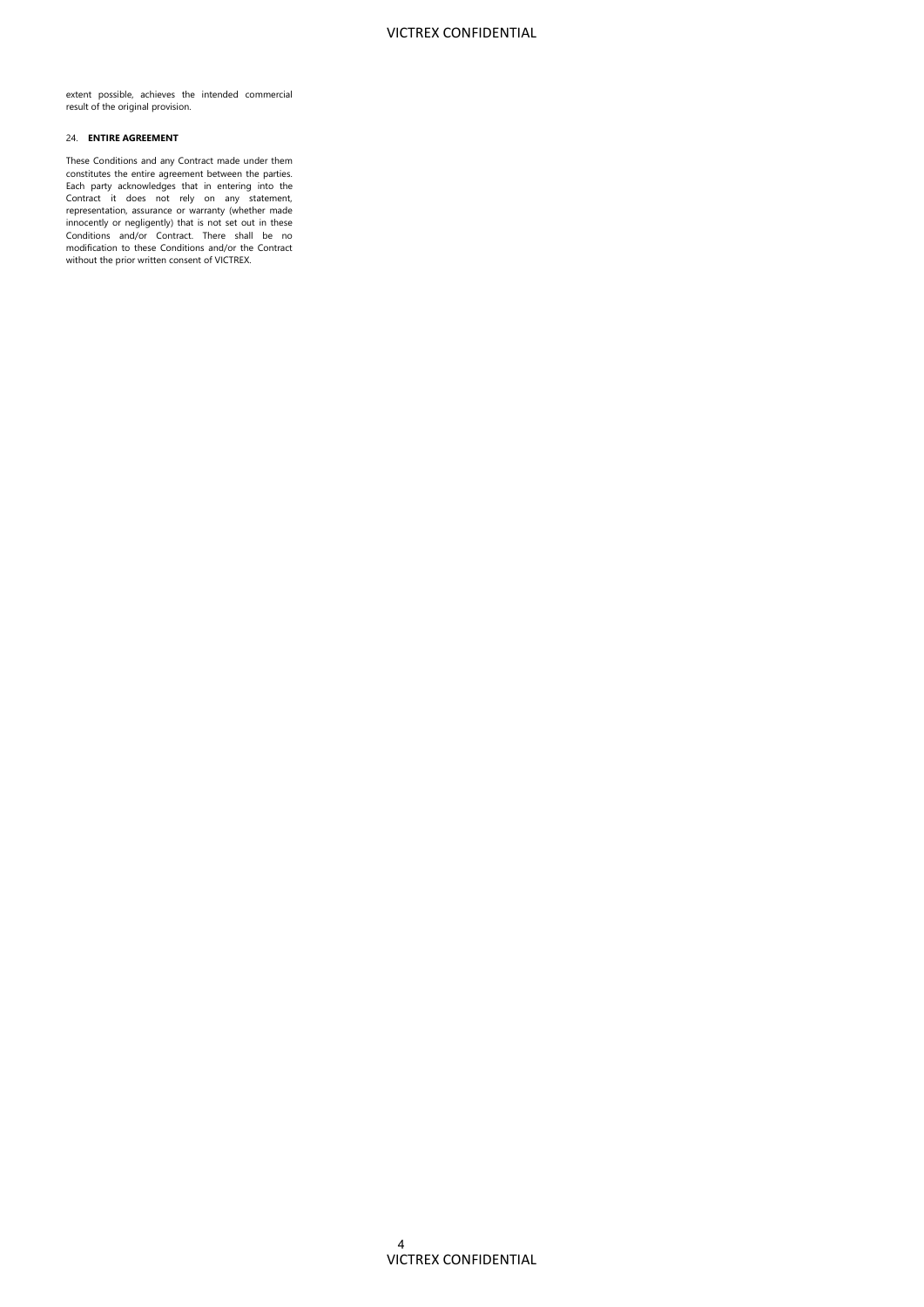extent possible, achieves the intended commercial result of the original provision.

## 24. **ENTIRE AGREEMENT**

These Conditions and any Contract made under them constitutes the entire agreement between the parties. Each party acknowledges that in entering into the Contract it does not rely on any statement, representation, assurance or warranty (whether made innocently or negligently) that is not set out in these Conditions and/or Contract. There shall be no modification to these Conditions and/or the Contract without the prior written consent of VICTREX.